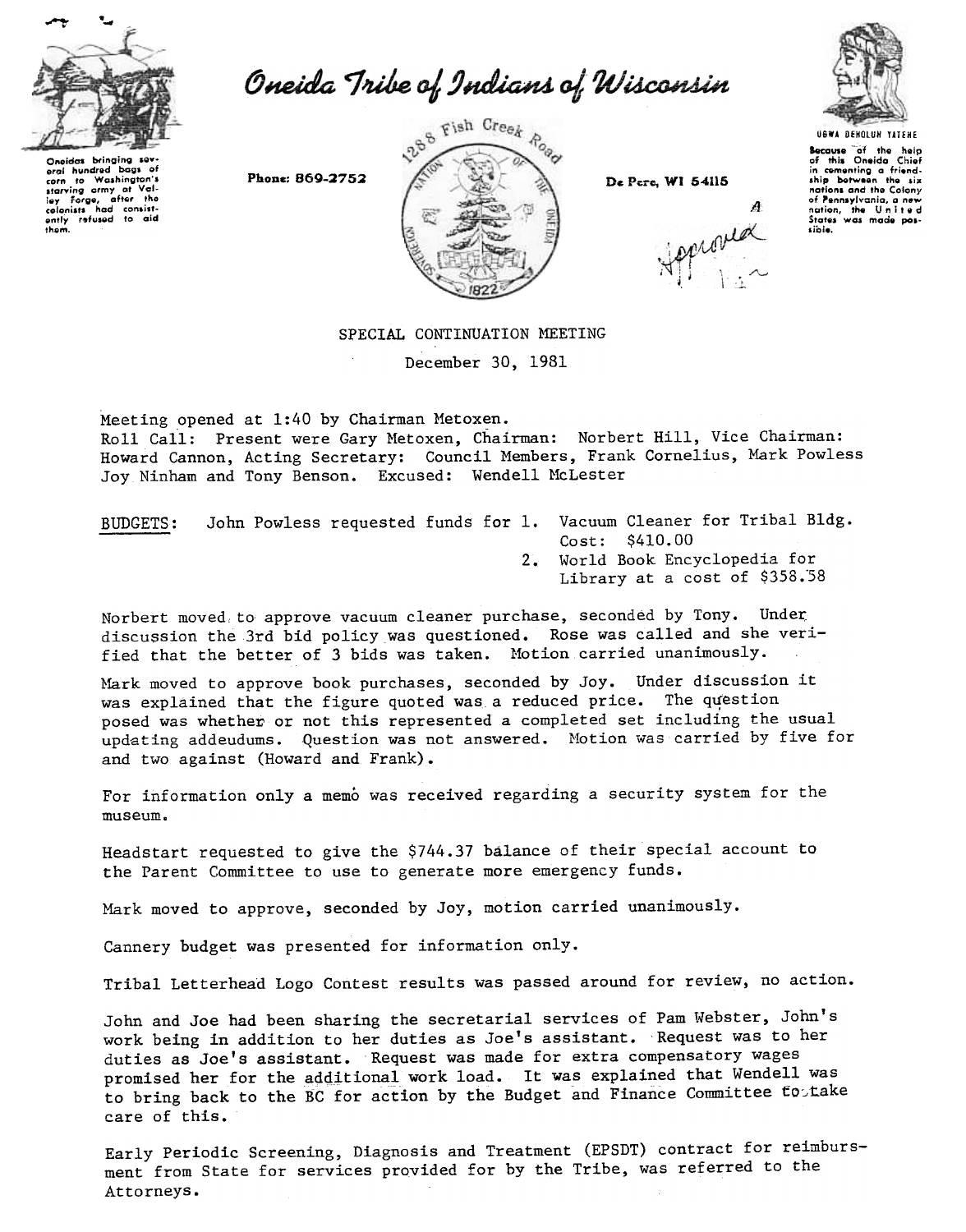# Oneida Tribe of Indians of Wisconsin

Oneidas bringing several hundred bags of corn to Washington's starving army at Valley Forge, after the colonists had consistently refused to aid them.

Phone: 869-2752

1288 Fish Creek Road

De Pere, WI 54115

UGWA DEHOLUH YATEHE

Because of the help of this Oneida Chief in cementing a friendship between the six nations and the Colony of Pennsylvania, a new nation, the United States was made possible.

Approved

## SPECIAL CONTINUATION MEETING

December 30, 1981

Meeting opened at 1:40 by Chairman Metoxen.
Roll Call: Present were Gary Metoxen, Chairman: Norbert Hill, Vice Chairman: Howard Cannon, Acting Secretary: Council Members, Frank Cornelius, Mark Powless Joy Ninham and Tony Benson. Excused: Wendell McLester

BUDGETS: John Powless requested funds for
1. Vacuum Cleaner for Tribal Bldg. Cost: $410.00
2. World Book Encyclopedia for Library at a cost of $358.58

Norbert moved to approve vacuum cleaner purchase, seconded by Tony. Under discussion the 3rd bid policy was questioned. Rose was called and she verified that the better of 3 bids was taken. Motion carried unanimously.

Mark moved to approve book purchases, seconded by Joy. Under discussion it was explained that the figure quoted was a reduced price. The question posed was whether or not this represented a completed set including the usual updating addeudums. Question was not answered. Motion was carried by five for and two against (Howard and Frank).

For information only a memo was received regarding a security system for the museum.

Headstart requested to give the $744.37 balance of their special account to the Parent Committee to use to generate more emergency funds.

Mark moved to approve, seconded by Joy, motion carried unanimously.

Cannery budget was presented for information only.

Tribal Letterhead Logo Contest results was passed around for review, no action.

John and Joe had been sharing the secretarial services of Pam Webster, John's work being in addition to her duties as Joe's assistant. Request was to her duties as Joe's assistant. Request was made for extra compensatory wages promised her for the additional work load. It was explained that Wendell was to bring back to the BC for action by the Budget and Finance Committee to take care of this.

Early Periodic Screening, Diagnosis and Treatment (EPSDT) contract for reimbursment from State for services provided for by the Tribe, was referred to the Attorneys.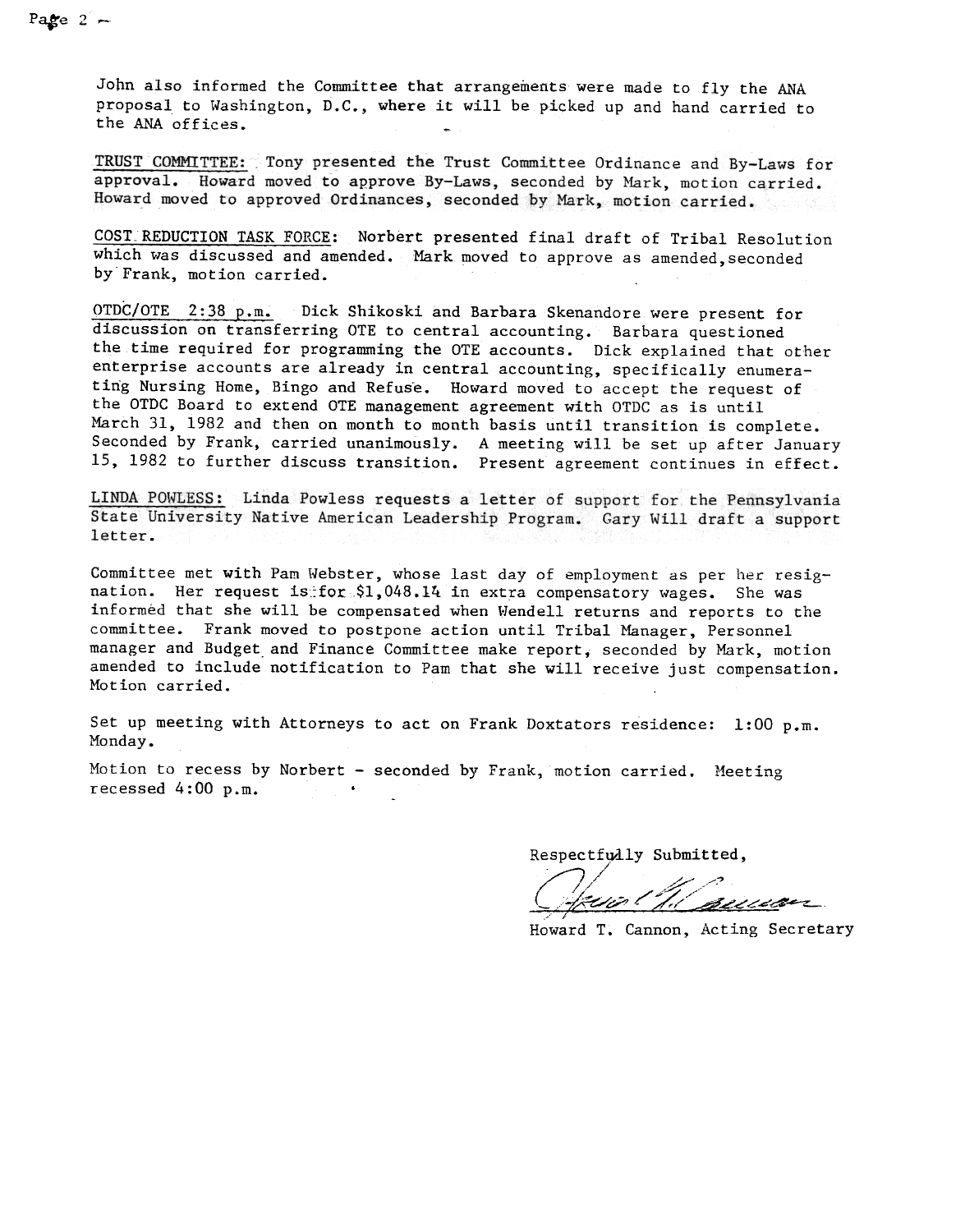John also informed the Committee that arrangements were made to fly the ANA proposal to Washington, D.C., where it will be picked up and hand carried to the ANA offices.

TRUST COMMITTEE: Tony presented the Trust Committee Ordinance and By-Laws for approval. Howard moved to approve By-Laws, seconded by Mark, motion carried. Howard moved to approved Ordinances, seconded by Mark, motion carried.

COST REDUCTION TASK FORCE: Norbert presented final draft of Tribal Resolution which was discussed and amended. Mark moved to approve as amended, seconded by Frank, motion carried.

OTDC/OTE 2:38 p.m. Dick Shikoski and Barbara Skenandore were present for discussion on transferring OTE to central accounting. Barbara questioned the time required for programming the OTE accounts. Dick explained that other enterprise accounts are already in central accounting, specifically enumerating Nursing Home, Bingo and Refuse. Howard moved to accept the request of the OTDC Board to extend OTE management agreement with OTDC as is until March 31, 1982 and then on month to month basis until transition is complete. Seconded by Frank, carried unanimously. A meeting will be set up after January 15, 1982 to further discuss transition. Present agreement continues in effect.

LINDA POWLESS: Linda Powless requests a letter of support for the Pennsylvania State University Native American Leadership Program. Gary Will draft a support letter.

Committee met with Pam Webster, whose last day of employment as per her resignation. Her request is for $1,048.14 in extra compensatory wages. She was informed that she will be compensated when Wendell returns and reports to the committee. Frank moved to postpone action until Tribal Manager, Personnel manager and Budget and Finance Committee make report, seconded by Mark, motion amended to include notification to Pam that she will receive just compensation. Motion carried.

Set up meeting with Attorneys to act on Frank Doxtators residence: 1:00 p.m. Monday.

Motion to recess by Norbert - seconded by Frank, motion carried. Meeting recessed 4:00 p.m.

Respectfully Submitted,

Howard T. Cannon, Acting Secretary